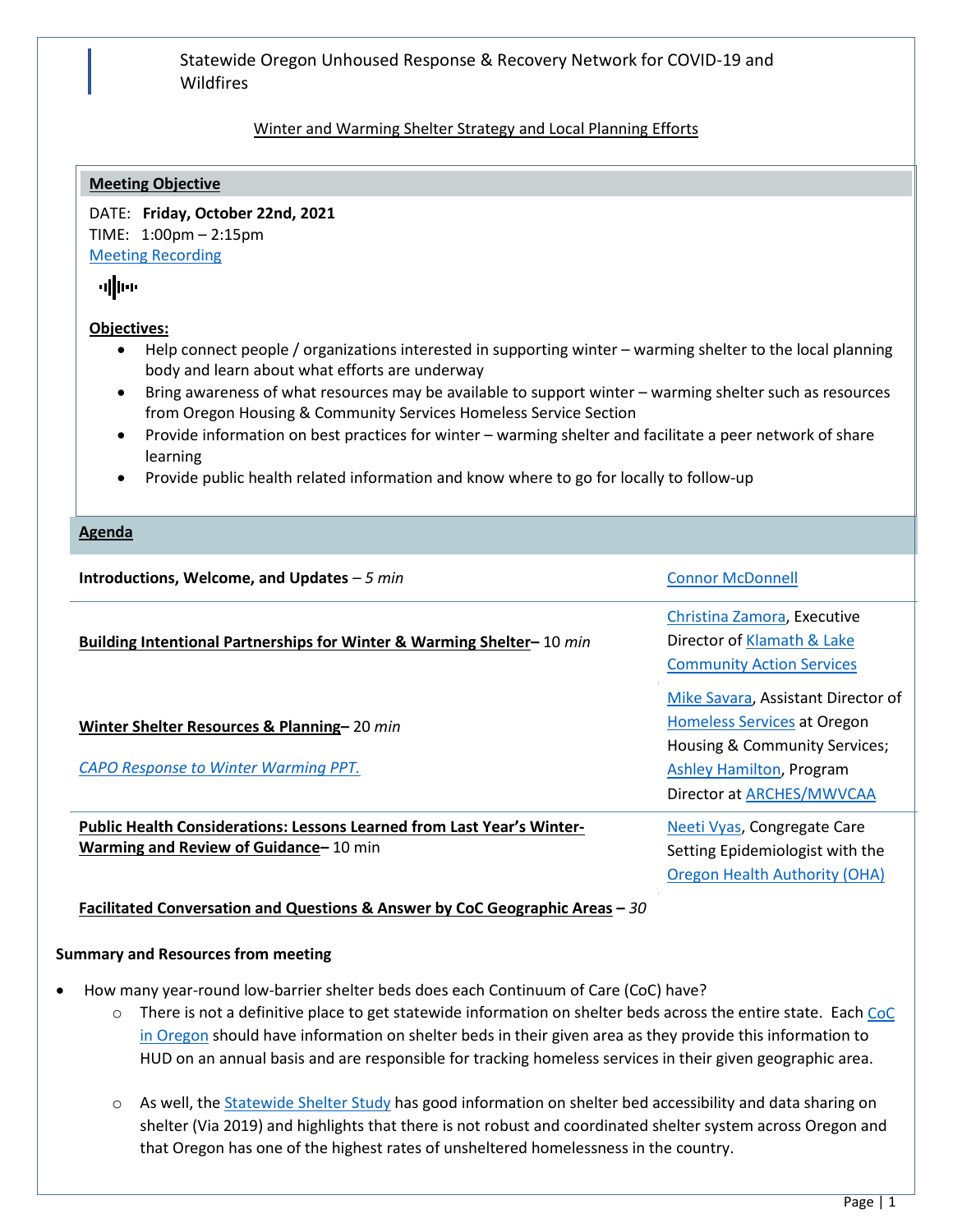# Statewide Oregon Unhoused Response & Recovery Network for COVID-19 and Wildfires

Winter and Warming Shelter Strategy and Local Planning Efforts

## Meeting Objective

DATE: **Friday, October 22nd, 2021**
TIME: 1:00pm – 2:15pm
Meeting Recording

**Objectives:**

- Help connect people / organizations interested in supporting winter – warming shelter to the local planning body and learn about what efforts are underway
- Bring awareness of what resources may be available to support winter – warming shelter such as resources from Oregon Housing & Community Services Homeless Service Section
- Provide information on best practices for winter – warming shelter and facilitate a peer network of share learning
- Provide public health related information and know where to go for locally to follow-up

## Agenda

| Agenda Item | Presenter |
|---|---|
| **Introductions, Welcome, and Updates** – *5 min* | Connor McDonnell |
| **Building Intentional Partnerships for Winter & Warming Shelter**– 10 *min* | Christina Zamora, Executive Director of Klamath & Lake Community Action Services |
| **Winter Shelter Resources & Planning**– 20 *min*<br>*CAPO Response to Winter Warming PPT.* | Mike Savara, Assistant Director of Homeless Services at Oregon Housing & Community Services; Ashley Hamilton, Program Director at ARCHES/MWVCAA |
| **Public Health Considerations: Lessons Learned from Last Year's Winter-Warming and Review of Guidance**– 10 min | Neeti Vyas, Congregate Care Setting Epidemiologist with the Oregon Health Authority (OHA) |
| **Facilitated Conversation and Questions & Answer by CoC Geographic Areas** – *30* | |

**Summary and Resources from meeting**

- How many year-round low-barrier shelter beds does each Continuum of Care (CoC) have?
  - There is not a definitive place to get statewide information on shelter beds across the entire state. Each CoC in Oregon should have information on shelter beds in their given area as they provide this information to HUD on an annual basis and are responsible for tracking homeless services in their given geographic area.
  - As well, the Statewide Shelter Study has good information on shelter bed accessibility and data sharing on shelter (Via 2019) and highlights that there is not robust and coordinated shelter system across Oregon and that Oregon has one of the highest rates of unsheltered homelessness in the country.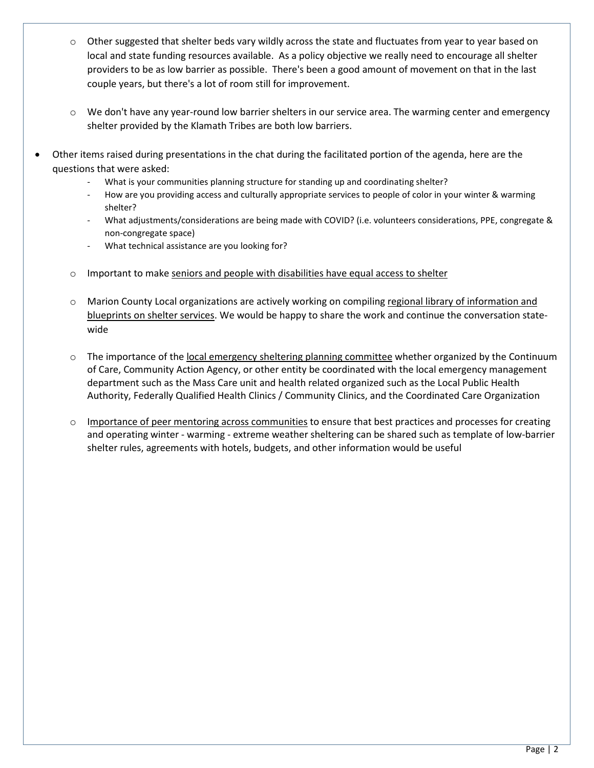- Other suggested that shelter beds vary wildly across the state and fluctuates from year to year based on local and state funding resources available. As a policy objective we really need to encourage all shelter providers to be as low barrier as possible. There's been a good amount of movement on that in the last couple years, but there's a lot of room still for improvement.

  - We don't have any year-round low barrier shelters in our service area. The warming center and emergency shelter provided by the Klamath Tribes are both low barriers.

- Other items raised during presentations in the chat during the facilitated portion of the agenda, here are the questions that were asked:
  - What is your communities planning structure for standing up and coordinating shelter?
  - How are you providing access and culturally appropriate services to people of color in your winter & warming shelter?
  - What adjustments/considerations are being made with COVID? (i.e. volunteers considerations, PPE, congregate & non-congregate space)
  - What technical assistance are you looking for?

  - Important to make <u>seniors and people with disabilities have equal access to shelter</u>

  - Marion County Local organizations are actively working on compiling <u>regional library of information and blueprints on shelter services</u>. We would be happy to share the work and continue the conversation state-wide

  - The importance of the <u>local emergency sheltering planning committee</u> whether organized by the Continuum of Care, Community Action Agency, or other entity be coordinated with the local emergency management department such as the Mass Care unit and health related organized such as the Local Public Health Authority, Federally Qualified Health Clinics / Community Clinics, and the Coordinated Care Organization

  - I<u>mportance of peer mentoring across communities</u> to ensure that best practices and processes for creating and operating winter - warming - extreme weather sheltering can be shared such as template of low-barrier shelter rules, agreements with hotels, budgets, and other information would be useful